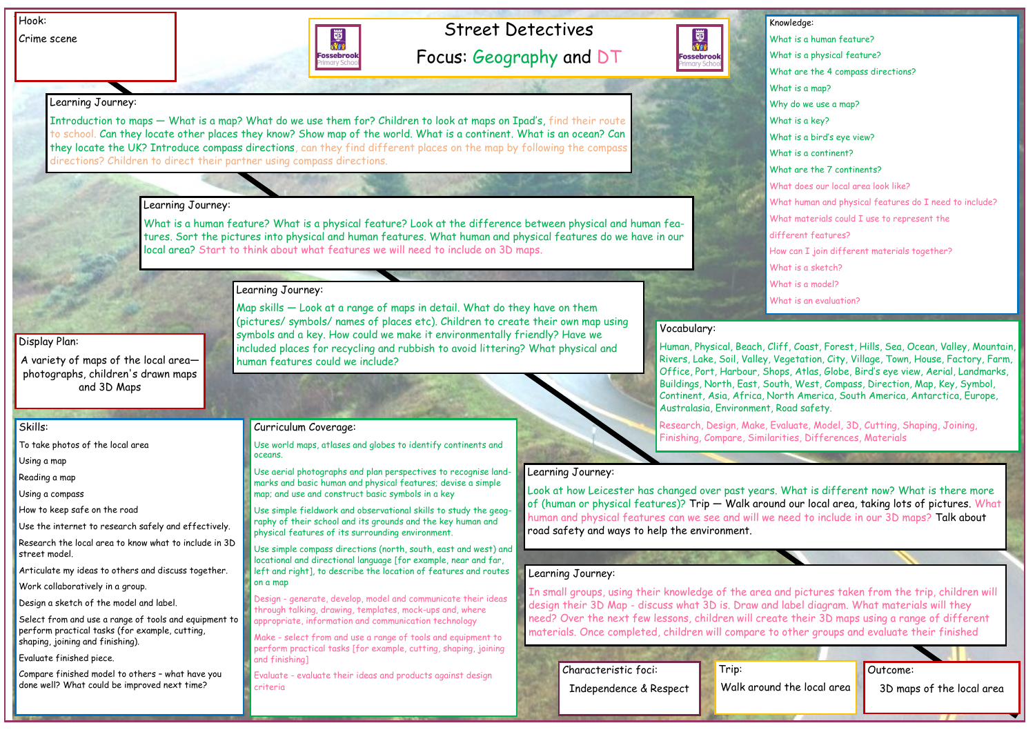# Street Detectives

**Focus: Geography and DT**

## Hook:

Crime scene

## Learning Journey:

Introduction to maps — What is a map? What do we use them for? Children to look at maps on Ipad's, find their route to school. Can they locate other places they know? Show map of the world. What is a continent. What is an ocean? Can they locate the UK? Introduce compass directions, can they find different places on the map by following the compass directions? Children to direct their partner using compass directions.

## Learning Journey:

What is a human feature? What is a physical feature? Look at the difference between physical and human features. Sort the pictures into physical and human features. What human and physical features do we have in our local area? Start to think about what features we will need to include on 3D maps.

## Learning Journey:

Map skills — Look at a range of maps in detail. What do they have on them (pictures/ symbols/ names of places etc). Children to create their own map using symbols and a key. How could we make it environmentally friendly? Have we included places for recycling and rubbish to avoid littering? What physical and human features could we include?

## Learning Journey:

Look at how Leicester has changed over past years. What is different now? What is there more of (human or physical features)? Trip — Walk around our local area, taking lots of pictures. What human and physical features can we see and will we need to include in our 3D maps? Talk about road safety and ways to help the environment.

## Learning Journey:

In small groups, using their knowledge of the area and pictures taken from the trip, children will design their 3D Map - discuss what 3D is. Draw and label diagram. What materials will they need? Over the next few lessons, children will create their 3D maps using a range of different materials. Once completed, children will compare to other groups and evaluate their finished

## Knowledge:

- What is a human feature?
- What is a physical feature?
- What are the 4 compass directions?
- What is a map?
- Why do we use a map?
- What is a key?
- What is a bird's eye view?
- What is a continent?
- What are the 7 continents?
- What does our local area look like?
- What human and physical features do I need to include?
- What materials could I use to represent the different features?
- How can I join different materials together?
- What is a sketch?
- What is a model?
- What is an evaluation?

## Vocabulary:

Human, Physical, Beach, Cliff, Coast, Forest, Hills, Sea, Ocean, Valley, Mountain, Rivers, Lake, Soil, Valley, Vegetation, City, Village, Town, House, Factory, Farm, Office, Port, Harbour, Shops, Atlas, Globe, Bird's eye view, Aerial, Landmarks, Buildings, North, East, South, West, Compass, Direction, Map, Key, Symbol, Continent, Asia, Africa, North America, South America, Antarctica, Europe, Australasia, Environment, Road safety.

Research, Design, Make, Evaluate, Model, 3D, Cutting, Shaping, Joining, Finishing, Compare, Similarities, Differences, Materials

## Display Plan:

A variety of maps of the local area—photographs, children's drawn maps and 3D Maps

## Skills:

- To take photos of the local area
- Using a map
- Reading a map
- Using a compass
- How to keep safe on the road
- Use the internet to research safely and effectively.
- Research the local area to know what to include in 3D street model.
- Articulate my ideas to others and discuss together.
- Work collaboratively in a group.
- Design a sketch of the model and label.
- Select from and use a range of tools and equipment to perform practical tasks (for example, cutting, shaping, joining and finishing).
- Evaluate finished piece.
- Compare finished model to others - what have you done well? What could be improved next time?

## Curriculum Coverage:

Use world maps, atlases and globes to identify continents and oceans.

Use aerial photographs and plan perspectives to recognise landmarks and basic human and physical features; devise a simple map; and use and construct basic symbols in a key

Use simple fieldwork and observational skills to study the geography of their school and its grounds and the key human and physical features of its surrounding environment.

Use simple compass directions (north, south, east and west) and locational and directional language [for example, near and far, left and right], to describe the location of features and routes on a map

Design - generate, develop, model and communicate their ideas through talking, drawing, templates, mock-ups and, where appropriate, information and communication technology

Make - select from and use a range of tools and equipment to perform practical tasks [for example, cutting, shaping, joining and finishing]

Evaluate - evaluate their ideas and products against design criteria

## Characteristic foci:

Independence & Respect

## Trip:

Walk around the local area

## Outcome:

3D maps of the local area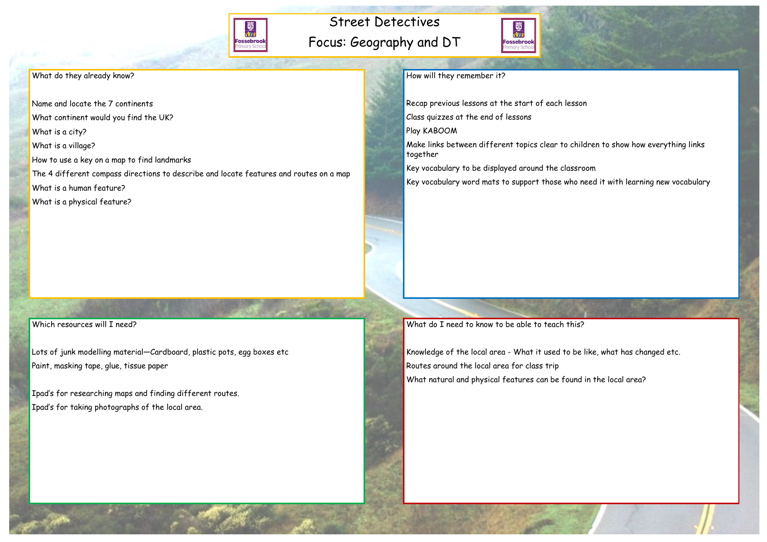# Street Detectives

## Focus: Geography and DT

### What do they already know?

Name and locate the 7 continents

What continent would you find the UK?

What is a city?

What is a village?

How to use a key on a map to find landmarks

The 4 different compass directions to describe and locate features and routes on a map

What is a human feature?

What is a physical feature?

### How will they remember it?

Recap previous lessons at the start of each lesson

Class quizzes at the end of lessons

Play KABOOM

Make links between different topics clear to children to show how everything links together

Key vocabulary to be displayed around the classroom

Key vocabulary word mats to support those who need it with learning new vocabulary

### Which resources will I need?

Lots of junk modelling material—Cardboard, plastic pots, egg boxes etc

Paint, masking tape, glue, tissue paper

Ipad's for researching maps and finding different routes.

Ipad's for taking photographs of the local area.

### What do I need to know to be able to teach this?

Knowledge of the local area - What it used to be like, what has changed etc.

Routes around the local area for class trip

What natural and physical features can be found in the local area?